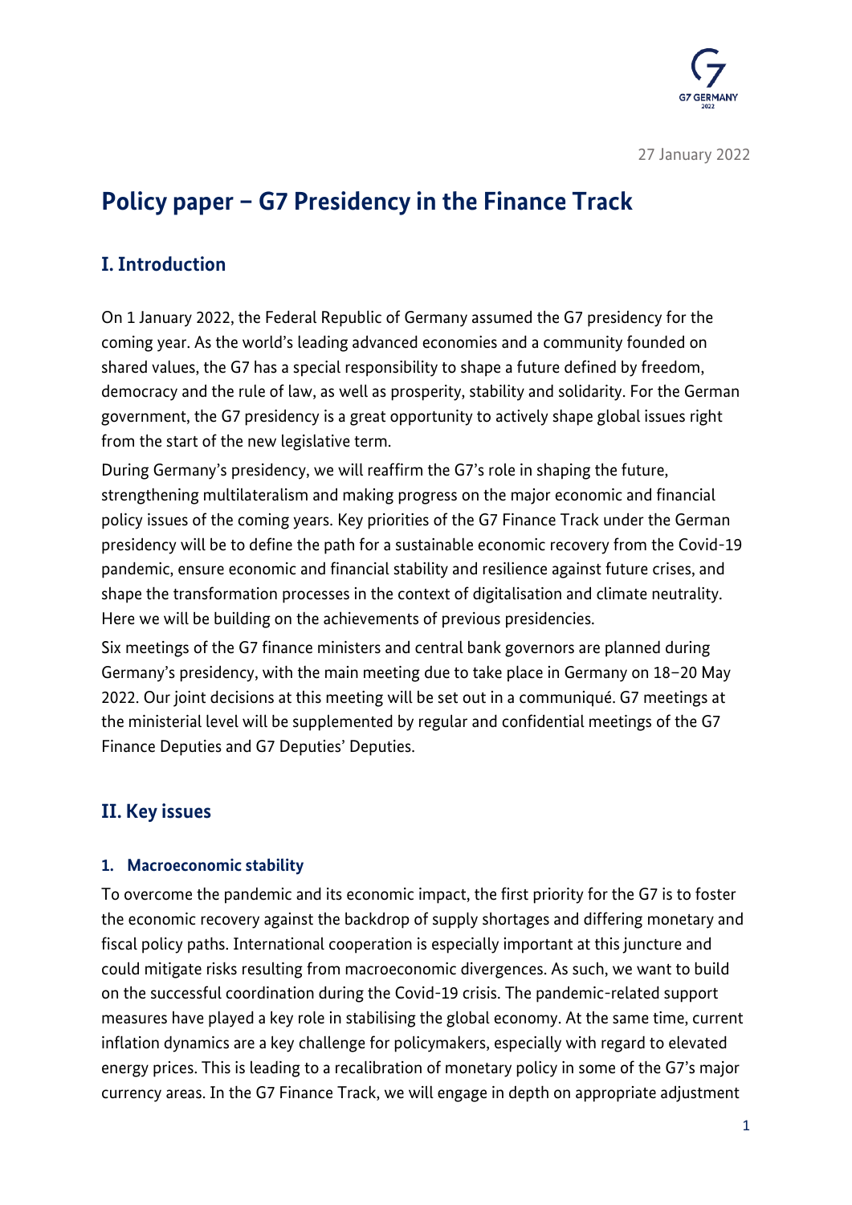27 January 2022

# Policy paper – G7 Presidency in the Finance Track

## I. Introduction

On 1 January 2022, the Federal Republic of Germany assumed the G7 presidency for the coming year. As the world's leading advanced economies and a community founded on shared values, the G7 has a special responsibility to shape a future defined by freedom, democracy and the rule of law, as well as prosperity, stability and solidarity. For the German government, the G7 presidency is a great opportunity to actively shape global issues right from the start of the new legislative term.

During Germany's presidency, we will reaffirm the G7's role in shaping the future, strengthening multilateralism and making progress on the major economic and financial policy issues of the coming years. Key priorities of the G7 Finance Track under the German presidency will be to define the path for a sustainable economic recovery from the Covid-19 pandemic, ensure economic and financial stability and resilience against future crises, and shape the transformation processes in the context of digitalisation and climate neutrality. Here we will be building on the achievements of previous presidencies.

Six meetings of the G7 finance ministers and central bank governors are planned during Germany's presidency, with the main meeting due to take place in Germany on 18–20 May 2022. Our joint decisions at this meeting will be set out in a communiqué. G7 meetings at the ministerial level will be supplemented by regular and confidential meetings of the G7 Finance Deputies and G7 Deputies' Deputies.

## II. Key issues

### 1. Macroeconomic stability

To overcome the pandemic and its economic impact, the first priority for the G7 is to foster the economic recovery against the backdrop of supply shortages and differing monetary and fiscal policy paths. International cooperation is especially important at this juncture and could mitigate risks resulting from macroeconomic divergences. As such, we want to build on the successful coordination during the Covid-19 crisis. The pandemic-related support measures have played a key role in stabilising the global economy. At the same time, current inflation dynamics are a key challenge for policymakers, especially with regard to elevated energy prices. This is leading to a recalibration of monetary policy in some of the G7's major currency areas. In the G7 Finance Track, we will engage in depth on appropriate adjustment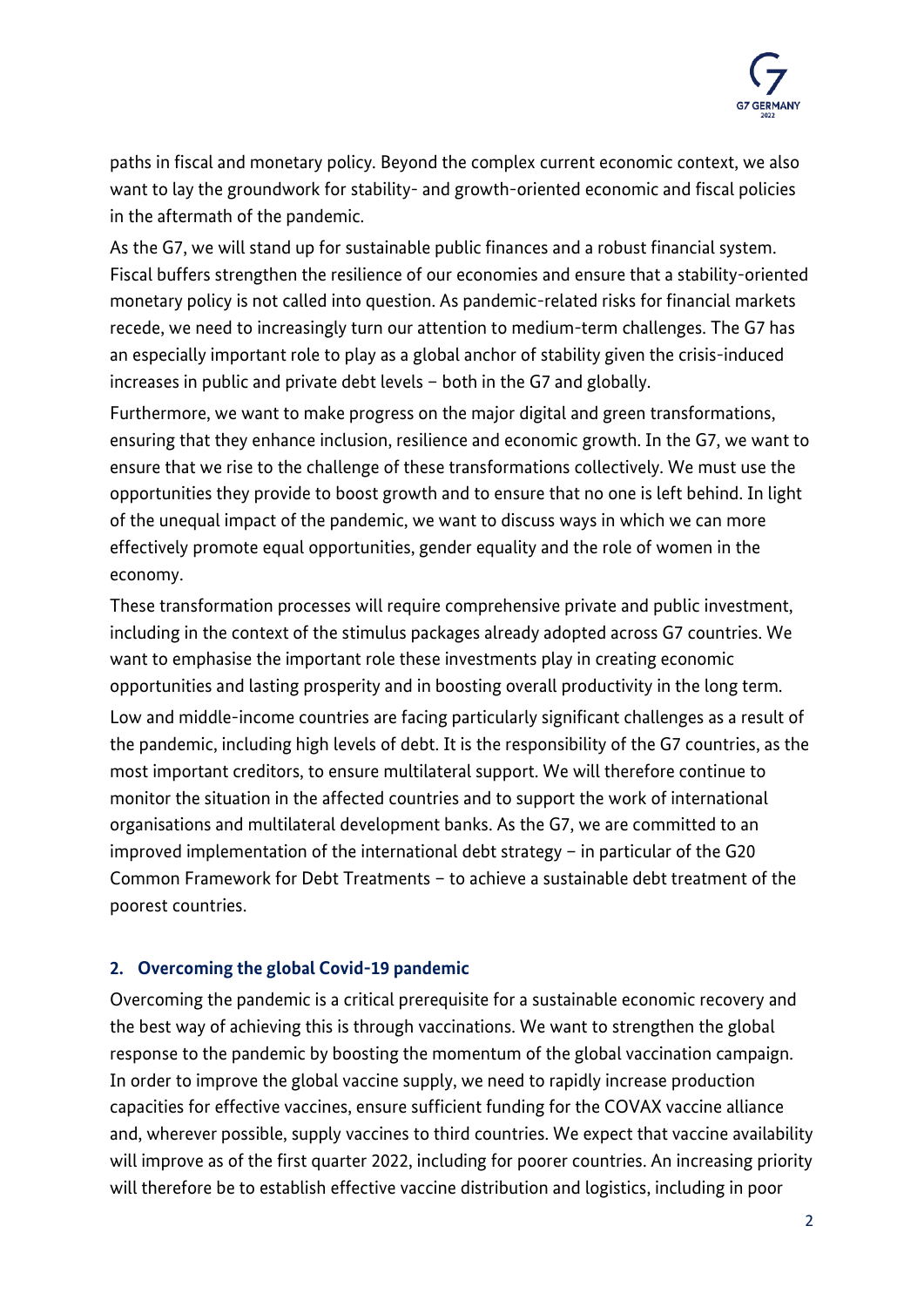paths in fiscal and monetary policy. Beyond the complex current economic context, we also want to lay the groundwork for stability- and growth-oriented economic and fiscal policies in the aftermath of the pandemic.

As the G7, we will stand up for sustainable public finances and a robust financial system. Fiscal buffers strengthen the resilience of our economies and ensure that a stability-oriented monetary policy is not called into question. As pandemic-related risks for financial markets recede, we need to increasingly turn our attention to medium-term challenges. The G7 has an especially important role to play as a global anchor of stability given the crisis-induced increases in public and private debt levels – both in the G7 and globally.

Furthermore, we want to make progress on the major digital and green transformations, ensuring that they enhance inclusion, resilience and economic growth. In the G7, we want to ensure that we rise to the challenge of these transformations collectively. We must use the opportunities they provide to boost growth and to ensure that no one is left behind. In light of the unequal impact of the pandemic, we want to discuss ways in which we can more effectively promote equal opportunities, gender equality and the role of women in the economy.

These transformation processes will require comprehensive private and public investment, including in the context of the stimulus packages already adopted across G7 countries. We want to emphasise the important role these investments play in creating economic opportunities and lasting prosperity and in boosting overall productivity in the long term.

Low and middle-income countries are facing particularly significant challenges as a result of the pandemic, including high levels of debt. It is the responsibility of the G7 countries, as the most important creditors, to ensure multilateral support. We will therefore continue to monitor the situation in the affected countries and to support the work of international organisations and multilateral development banks. As the G7, we are committed to an improved implementation of the international debt strategy – in particular of the G20 Common Framework for Debt Treatments – to achieve a sustainable debt treatment of the poorest countries.

## 2. Overcoming the global Covid-19 pandemic

Overcoming the pandemic is a critical prerequisite for a sustainable economic recovery and the best way of achieving this is through vaccinations. We want to strengthen the global response to the pandemic by boosting the momentum of the global vaccination campaign. In order to improve the global vaccine supply, we need to rapidly increase production capacities for effective vaccines, ensure sufficient funding for the COVAX vaccine alliance and, wherever possible, supply vaccines to third countries. We expect that vaccine availability will improve as of the first quarter 2022, including for poorer countries. An increasing priority will therefore be to establish effective vaccine distribution and logistics, including in poor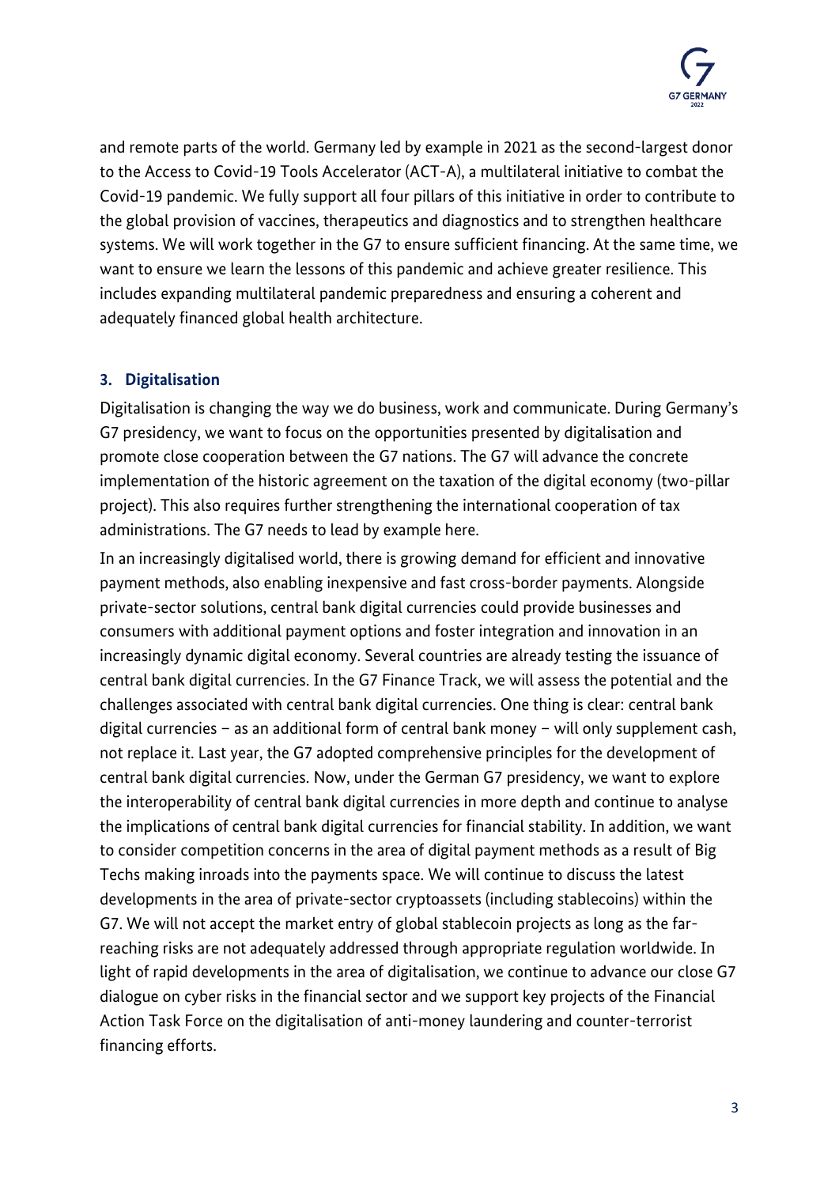and remote parts of the world. Germany led by example in 2021 as the second-largest donor to the Access to Covid-19 Tools Accelerator (ACT-A), a multilateral initiative to combat the Covid-19 pandemic. We fully support all four pillars of this initiative in order to contribute to the global provision of vaccines, therapeutics and diagnostics and to strengthen healthcare systems. We will work together in the G7 to ensure sufficient financing. At the same time, we want to ensure we learn the lessons of this pandemic and achieve greater resilience. This includes expanding multilateral pandemic preparedness and ensuring a coherent and adequately financed global health architecture.

### 3. Digitalisation

Digitalisation is changing the way we do business, work and communicate. During Germany's G7 presidency, we want to focus on the opportunities presented by digitalisation and promote close cooperation between the G7 nations. The G7 will advance the concrete implementation of the historic agreement on the taxation of the digital economy (two-pillar project). This also requires further strengthening the international cooperation of tax administrations. The G7 needs to lead by example here.

In an increasingly digitalised world, there is growing demand for efficient and innovative payment methods, also enabling inexpensive and fast cross-border payments. Alongside private-sector solutions, central bank digital currencies could provide businesses and consumers with additional payment options and foster integration and innovation in an increasingly dynamic digital economy. Several countries are already testing the issuance of central bank digital currencies. In the G7 Finance Track, we will assess the potential and the challenges associated with central bank digital currencies. One thing is clear: central bank digital currencies – as an additional form of central bank money – will only supplement cash, not replace it. Last year, the G7 adopted comprehensive principles for the development of central bank digital currencies. Now, under the German G7 presidency, we want to explore the interoperability of central bank digital currencies in more depth and continue to analyse the implications of central bank digital currencies for financial stability. In addition, we want to consider competition concerns in the area of digital payment methods as a result of Big Techs making inroads into the payments space. We will continue to discuss the latest developments in the area of private-sector cryptoassets (including stablecoins) within the G7. We will not accept the market entry of global stablecoin projects as long as the far-reaching risks are not adequately addressed through appropriate regulation worldwide. In light of rapid developments in the area of digitalisation, we continue to advance our close G7 dialogue on cyber risks in the financial sector and we support key projects of the Financial Action Task Force on the digitalisation of anti-money laundering and counter-terrorist financing efforts.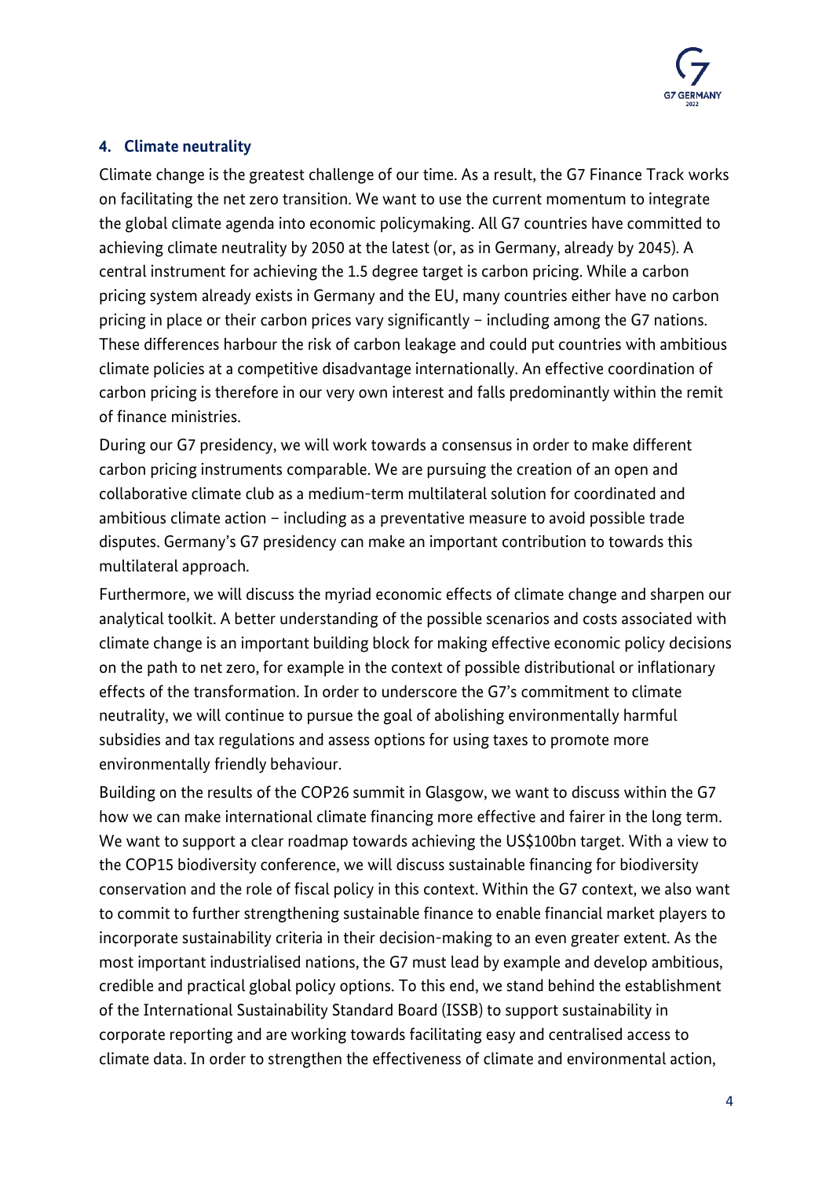## 4. Climate neutrality

Climate change is the greatest challenge of our time. As a result, the G7 Finance Track works on facilitating the net zero transition. We want to use the current momentum to integrate the global climate agenda into economic policymaking. All G7 countries have committed to achieving climate neutrality by 2050 at the latest (or, as in Germany, already by 2045). A central instrument for achieving the 1.5 degree target is carbon pricing. While a carbon pricing system already exists in Germany and the EU, many countries either have no carbon pricing in place or their carbon prices vary significantly – including among the G7 nations. These differences harbour the risk of carbon leakage and could put countries with ambitious climate policies at a competitive disadvantage internationally. An effective coordination of carbon pricing is therefore in our very own interest and falls predominantly within the remit of finance ministries.

During our G7 presidency, we will work towards a consensus in order to make different carbon pricing instruments comparable. We are pursuing the creation of an open and collaborative climate club as a medium-term multilateral solution for coordinated and ambitious climate action – including as a preventative measure to avoid possible trade disputes. Germany's G7 presidency can make an important contribution to towards this multilateral approach.

Furthermore, we will discuss the myriad economic effects of climate change and sharpen our analytical toolkit. A better understanding of the possible scenarios and costs associated with climate change is an important building block for making effective economic policy decisions on the path to net zero, for example in the context of possible distributional or inflationary effects of the transformation. In order to underscore the G7's commitment to climate neutrality, we will continue to pursue the goal of abolishing environmentally harmful subsidies and tax regulations and assess options for using taxes to promote more environmentally friendly behaviour.

Building on the results of the COP26 summit in Glasgow, we want to discuss within the G7 how we can make international climate financing more effective and fairer in the long term. We want to support a clear roadmap towards achieving the US$100bn target. With a view to the COP15 biodiversity conference, we will discuss sustainable financing for biodiversity conservation and the role of fiscal policy in this context. Within the G7 context, we also want to commit to further strengthening sustainable finance to enable financial market players to incorporate sustainability criteria in their decision-making to an even greater extent. As the most important industrialised nations, the G7 must lead by example and develop ambitious, credible and practical global policy options. To this end, we stand behind the establishment of the International Sustainability Standard Board (ISSB) to support sustainability in corporate reporting and are working towards facilitating easy and centralised access to climate data. In order to strengthen the effectiveness of climate and environmental action,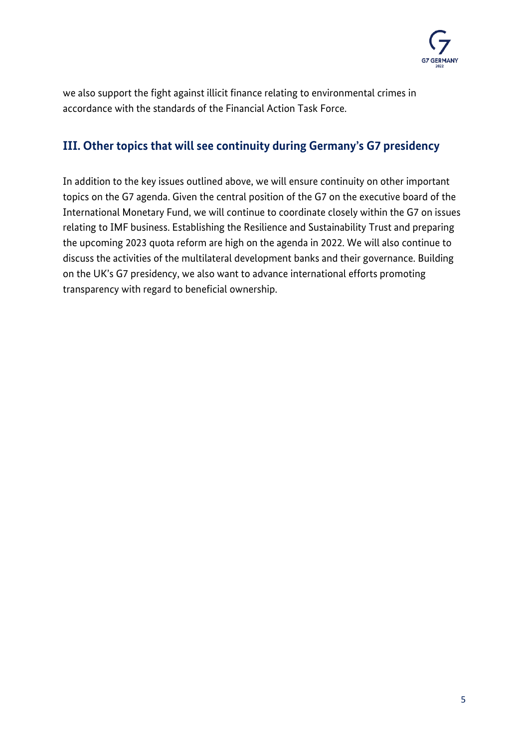we also support the fight against illicit finance relating to environmental crimes in accordance with the standards of the Financial Action Task Force.

## III. Other topics that will see continuity during Germany's G7 presidency

In addition to the key issues outlined above, we will ensure continuity on other important topics on the G7 agenda. Given the central position of the G7 on the executive board of the International Monetary Fund, we will continue to coordinate closely within the G7 on issues relating to IMF business. Establishing the Resilience and Sustainability Trust and preparing the upcoming 2023 quota reform are high on the agenda in 2022. We will also continue to discuss the activities of the multilateral development banks and their governance. Building on the UK's G7 presidency, we also want to advance international efforts promoting transparency with regard to beneficial ownership.